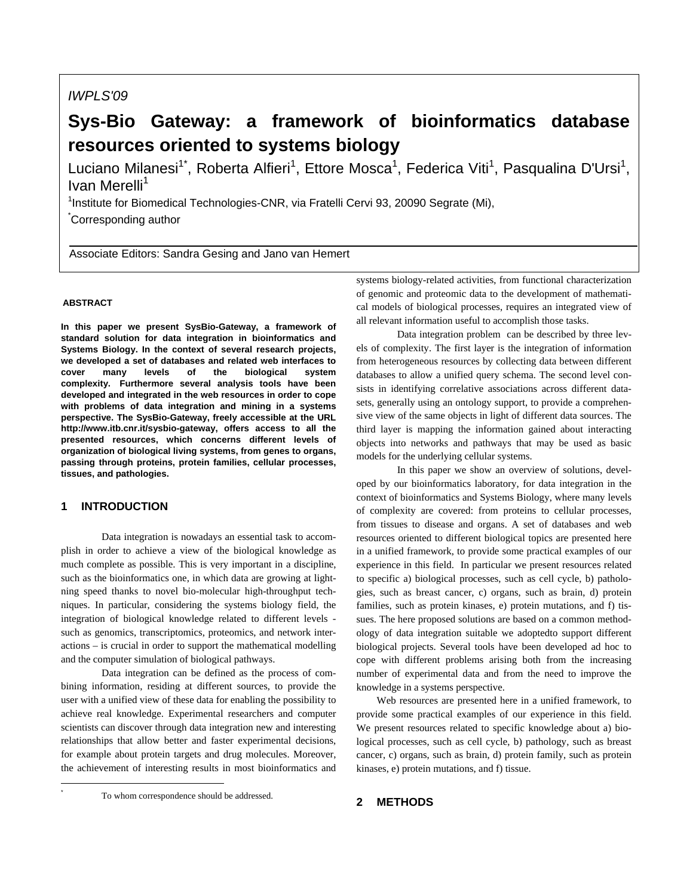IWPLS'09

# Sys-Bio Gateway: a framework of bioinformatics database resources oriented to systems biology

Luciano Milanesi[1*], Roberta Alfieri[1], Ettore Mosca[1], Federica Viti[1], Pasqualina D'Ursi[1], Ivan Merelli[1]

[1]Institute for Biomedical Technologies-CNR, via Fratelli Cervi 93, 20090 Segrate (Mi),

[*]Corresponding author

Associate Editors: Sandra Gesing and Jano van Hemert

## ABSTRACT

**In this paper we present SysBio-Gateway, a framework of standard solution for data integration in bioinformatics and Systems Biology. In the context of several research projects, we developed a set of databases and related web interfaces to cover many levels of the biological system complexity. Furthermore several analysis tools have been developed and integrated in the web resources in order to cope with problems of data integration and mining in a systems perspective. The SysBio-Gateway, freely accessible at the URL http://www.itb.cnr.it/sysbio-gateway, offers access to all the presented resources, which concerns different levels of organization of biological living systems, from genes to organs, passing through proteins, protein families, cellular processes, tissues, and pathologies.**

## 1 INTRODUCTION

Data integration is nowadays an essential task to accomplish in order to achieve a view of the biological knowledge as much complete as possible. This is very important in a discipline, such as the bioinformatics one, in which data are growing at lightning speed thanks to novel bio-molecular high-throughput techniques. In particular, considering the systems biology field, the integration of biological knowledge related to different levels - such as genomics, transcriptomics, proteomics, and network interactions – is crucial in order to support the mathematical modelling and the computer simulation of biological pathways.

Data integration can be defined as the process of combining information, residing at different sources, to provide the user with a unified view of these data for enabling the possibility to achieve real knowledge. Experimental researchers and computer scientists can discover through data integration new and interesting relationships that allow better and faster experimental decisions, for example about protein targets and drug molecules. Moreover, the achievement of interesting results in most bioinformatics and systems biology-related activities, from functional characterization of genomic and proteomic data to the development of mathematical models of biological processes, requires an integrated view of all relevant information useful to accomplish those tasks.

Data integration problem can be described by three levels of complexity. The first layer is the integration of information from heterogeneous resources by collecting data between different databases to allow a unified query schema. The second level consists in identifying correlative associations across different datasets, generally using an ontology support, to provide a comprehensive view of the same objects in light of different data sources. The third layer is mapping the information gained about interacting objects into networks and pathways that may be used as basic models for the underlying cellular systems.

In this paper we show an overview of solutions, developed by our bioinformatics laboratory, for data integration in the context of bioinformatics and Systems Biology, where many levels of complexity are covered: from proteins to cellular processes, from tissues to disease and organs. A set of databases and web resources oriented to different biological topics are presented here in a unified framework, to provide some practical examples of our experience in this field. In particular we present resources related to specific a) biological processes, such as cell cycle, b) pathologies, such as breast cancer, c) organs, such as brain, d) protein families, such as protein kinases, e) protein mutations, and f) tissues. The here proposed solutions are based on a common methodology of data integration suitable we adoptedto support different biological projects. Several tools have been developed ad hoc to cope with different problems arising both from the increasing number of experimental data and from the need to improve the knowledge in a systems perspective.

Web resources are presented here in a unified framework, to provide some practical examples of our experience in this field. We present resources related to specific knowledge about a) biological processes, such as cell cycle, b) pathology, such as breast cancer, c) organs, such as brain, d) protein family, such as protein kinases, e) protein mutations, and f) tissue.

## 2 METHODS

[*] To whom correspondence should be addressed.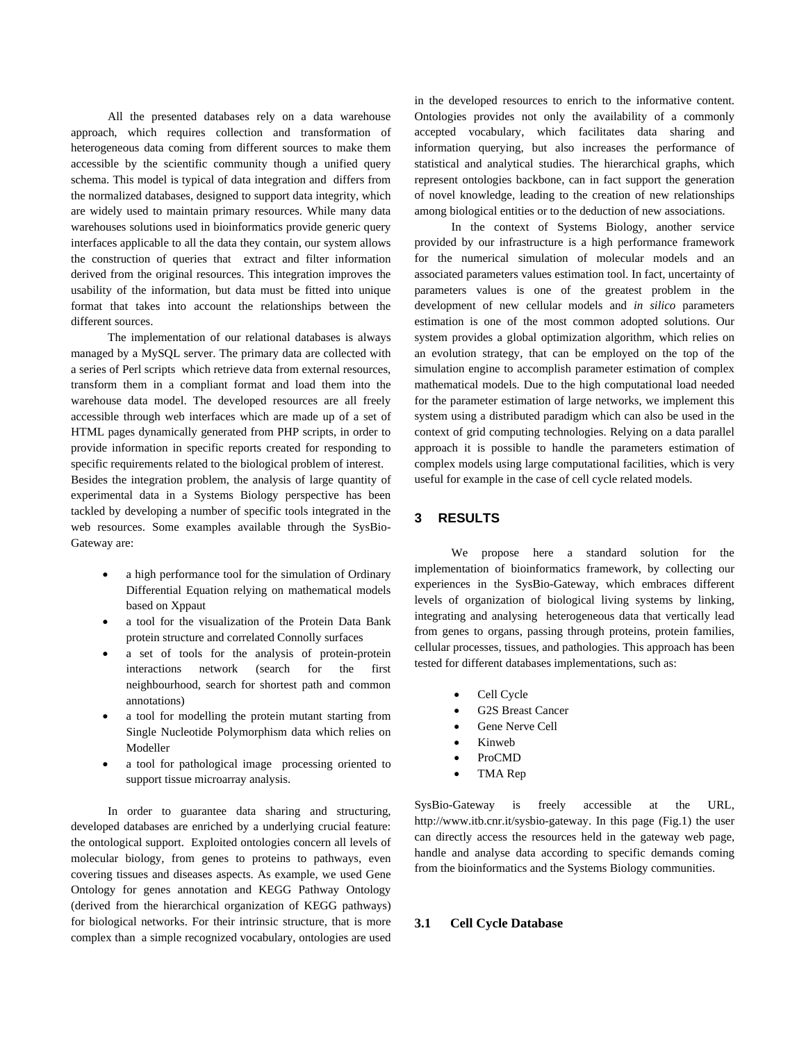All the presented databases rely on a data warehouse approach, which requires collection and transformation of heterogeneous data coming from different sources to make them accessible by the scientific community though a unified query schema. This model is typical of data integration and differs from the normalized databases, designed to support data integrity, which are widely used to maintain primary resources. While many data warehouses solutions used in bioinformatics provide generic query interfaces applicable to all the data they contain, our system allows the construction of queries that extract and filter information derived from the original resources. This integration improves the usability of the information, but data must be fitted into unique format that takes into account the relationships between the different sources.

The implementation of our relational databases is always managed by a MySQL server. The primary data are collected with a series of Perl scripts which retrieve data from external resources, transform them in a compliant format and load them into the warehouse data model. The developed resources are all freely accessible through web interfaces which are made up of a set of HTML pages dynamically generated from PHP scripts, in order to provide information in specific reports created for responding to specific requirements related to the biological problem of interest.

Besides the integration problem, the analysis of large quantity of experimental data in a Systems Biology perspective has been tackled by developing a number of specific tools integrated in the web resources. Some examples available through the SysBio-Gateway are:

- a high performance tool for the simulation of Ordinary Differential Equation relying on mathematical models based on Xppaut
- a tool for the visualization of the Protein Data Bank protein structure and correlated Connolly surfaces
- a set of tools for the analysis of protein-protein interactions network (search for the first neighbourhood, search for shortest path and common annotations)
- a tool for modelling the protein mutant starting from Single Nucleotide Polymorphism data which relies on Modeller
- a tool for pathological image processing oriented to support tissue microarray analysis.

In order to guarantee data sharing and structuring, developed databases are enriched by a underlying crucial feature: the ontological support. Exploited ontologies concern all levels of molecular biology, from genes to proteins to pathways, even covering tissues and diseases aspects. As example, we used Gene Ontology for genes annotation and KEGG Pathway Ontology (derived from the hierarchical organization of KEGG pathways) for biological networks. For their intrinsic structure, that is more complex than a simple recognized vocabulary, ontologies are used in the developed resources to enrich to the informative content. Ontologies provides not only the availability of a commonly accepted vocabulary, which facilitates data sharing and information querying, but also increases the performance of statistical and analytical studies. The hierarchical graphs, which represent ontologies backbone, can in fact support the generation of novel knowledge, leading to the creation of new relationships among biological entities or to the deduction of new associations.

In the context of Systems Biology, another service provided by our infrastructure is a high performance framework for the numerical simulation of molecular models and an associated parameters values estimation tool. In fact, uncertainty of parameters values is one of the greatest problem in the development of new cellular models and *in silico* parameters estimation is one of the most common adopted solutions. Our system provides a global optimization algorithm, which relies on an evolution strategy, that can be employed on the top of the simulation engine to accomplish parameter estimation of complex mathematical models. Due to the high computational load needed for the parameter estimation of large networks, we implement this system using a distributed paradigm which can also be used in the context of grid computing technologies. Relying on a data parallel approach it is possible to handle the parameters estimation of complex models using large computational facilities, which is very useful for example in the case of cell cycle related models.

## 3 RESULTS

We propose here a standard solution for the implementation of bioinformatics framework, by collecting our experiences in the SysBio-Gateway, which embraces different levels of organization of biological living systems by linking, integrating and analysing heterogeneous data that vertically lead from genes to organs, passing through proteins, protein families, cellular processes, tissues, and pathologies. This approach has been tested for different databases implementations, such as:

- Cell Cycle
- G2S Breast Cancer
- Gene Nerve Cell
- Kinweb
- ProCMD
- TMA Rep

SysBio-Gateway is freely accessible at the URL, http://www.itb.cnr.it/sysbio-gateway. In this page (Fig.1) the user can directly access the resources held in the gateway web page, handle and analyse data according to specific demands coming from the bioinformatics and the Systems Biology communities.

### 3.1 Cell Cycle Database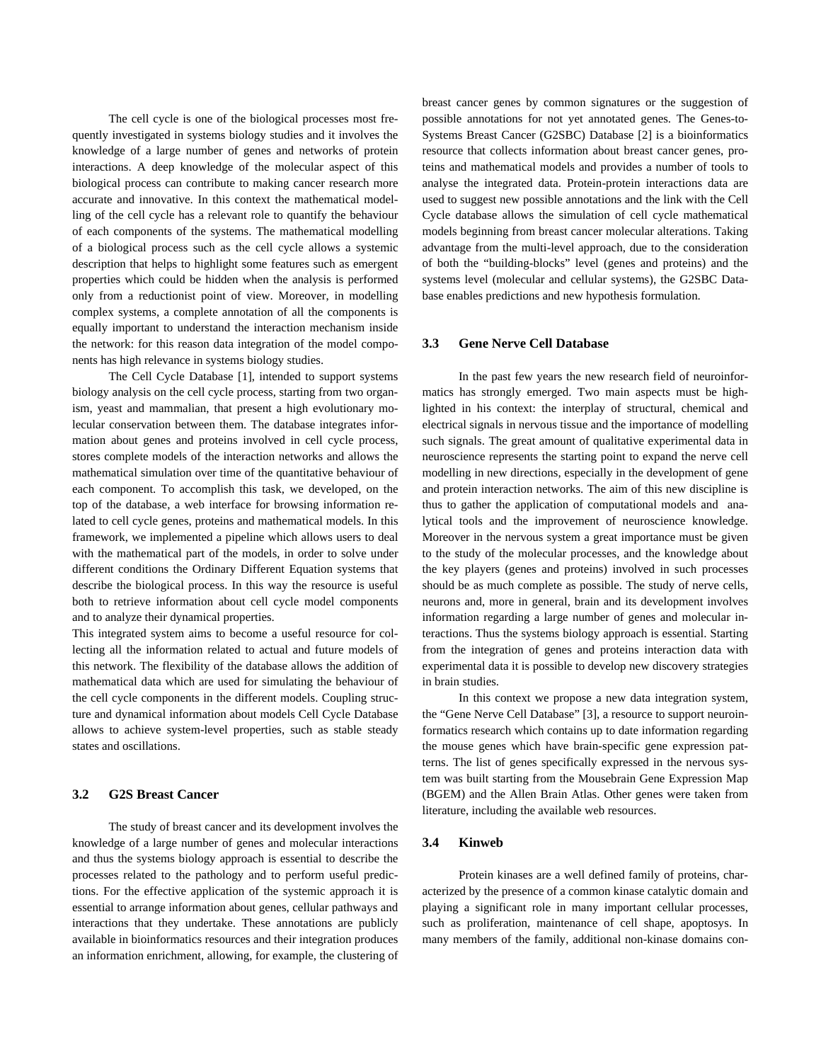The cell cycle is one of the biological processes most frequently investigated in systems biology studies and it involves the knowledge of a large number of genes and networks of protein interactions. A deep knowledge of the molecular aspect of this biological process can contribute to making cancer research more accurate and innovative. In this context the mathematical modelling of the cell cycle has a relevant role to quantify the behaviour of each components of the systems. The mathematical modelling of a biological process such as the cell cycle allows a systemic description that helps to highlight some features such as emergent properties which could be hidden when the analysis is performed only from a reductionist point of view. Moreover, in modelling complex systems, a complete annotation of all the components is equally important to understand the interaction mechanism inside the network: for this reason data integration of the model components has high relevance in systems biology studies.

The Cell Cycle Database [1], intended to support systems biology analysis on the cell cycle process, starting from two organism, yeast and mammalian, that present a high evolutionary molecular conservation between them. The database integrates information about genes and proteins involved in cell cycle process, stores complete models of the interaction networks and allows the mathematical simulation over time of the quantitative behaviour of each component. To accomplish this task, we developed, on the top of the database, a web interface for browsing information related to cell cycle genes, proteins and mathematical models. In this framework, we implemented a pipeline which allows users to deal with the mathematical part of the models, in order to solve under different conditions the Ordinary Different Equation systems that describe the biological process. In this way the resource is useful both to retrieve information about cell cycle model components and to analyze their dynamical properties.

This integrated system aims to become a useful resource for collecting all the information related to actual and future models of this network. The flexibility of the database allows the addition of mathematical data which are used for simulating the behaviour of the cell cycle components in the different models. Coupling structure and dynamical information about models Cell Cycle Database allows to achieve system-level properties, such as stable steady states and oscillations.

### 3.2 G2S Breast Cancer

The study of breast cancer and its development involves the knowledge of a large number of genes and molecular interactions and thus the systems biology approach is essential to describe the processes related to the pathology and to perform useful predictions. For the effective application of the systemic approach it is essential to arrange information about genes, cellular pathways and interactions that they undertake. These annotations are publicly available in bioinformatics resources and their integration produces an information enrichment, allowing, for example, the clustering of breast cancer genes by common signatures or the suggestion of possible annotations for not yet annotated genes. The Genes-to-Systems Breast Cancer (G2SBC) Database [2] is a bioinformatics resource that collects information about breast cancer genes, proteins and mathematical models and provides a number of tools to analyse the integrated data. Protein-protein interactions data are used to suggest new possible annotations and the link with the Cell Cycle database allows the simulation of cell cycle mathematical models beginning from breast cancer molecular alterations. Taking advantage from the multi-level approach, due to the consideration of both the "building-blocks" level (genes and proteins) and the systems level (molecular and cellular systems), the G2SBC Database enables predictions and new hypothesis formulation.

### 3.3 Gene Nerve Cell Database

In the past few years the new research field of neuroinformatics has strongly emerged. Two main aspects must be highlighted in his context: the interplay of structural, chemical and electrical signals in nervous tissue and the importance of modelling such signals. The great amount of qualitative experimental data in neuroscience represents the starting point to expand the nerve cell modelling in new directions, especially in the development of gene and protein interaction networks. The aim of this new discipline is thus to gather the application of computational models and analytical tools and the improvement of neuroscience knowledge. Moreover in the nervous system a great importance must be given to the study of the molecular processes, and the knowledge about the key players (genes and proteins) involved in such processes should be as much complete as possible. The study of nerve cells, neurons and, more in general, brain and its development involves information regarding a large number of genes and molecular interactions. Thus the systems biology approach is essential. Starting from the integration of genes and proteins interaction data with experimental data it is possible to develop new discovery strategies in brain studies.

In this context we propose a new data integration system, the "Gene Nerve Cell Database" [3], a resource to support neuroinformatics research which contains up to date information regarding the mouse genes which have brain-specific gene expression patterns. The list of genes specifically expressed in the nervous system was built starting from the Mousebrain Gene Expression Map (BGEM) and the Allen Brain Atlas. Other genes were taken from literature, including the available web resources.

### 3.4 Kinweb

Protein kinases are a well defined family of proteins, characterized by the presence of a common kinase catalytic domain and playing a significant role in many important cellular processes, such as proliferation, maintenance of cell shape, apoptosys. In many members of the family, additional non-kinase domains con-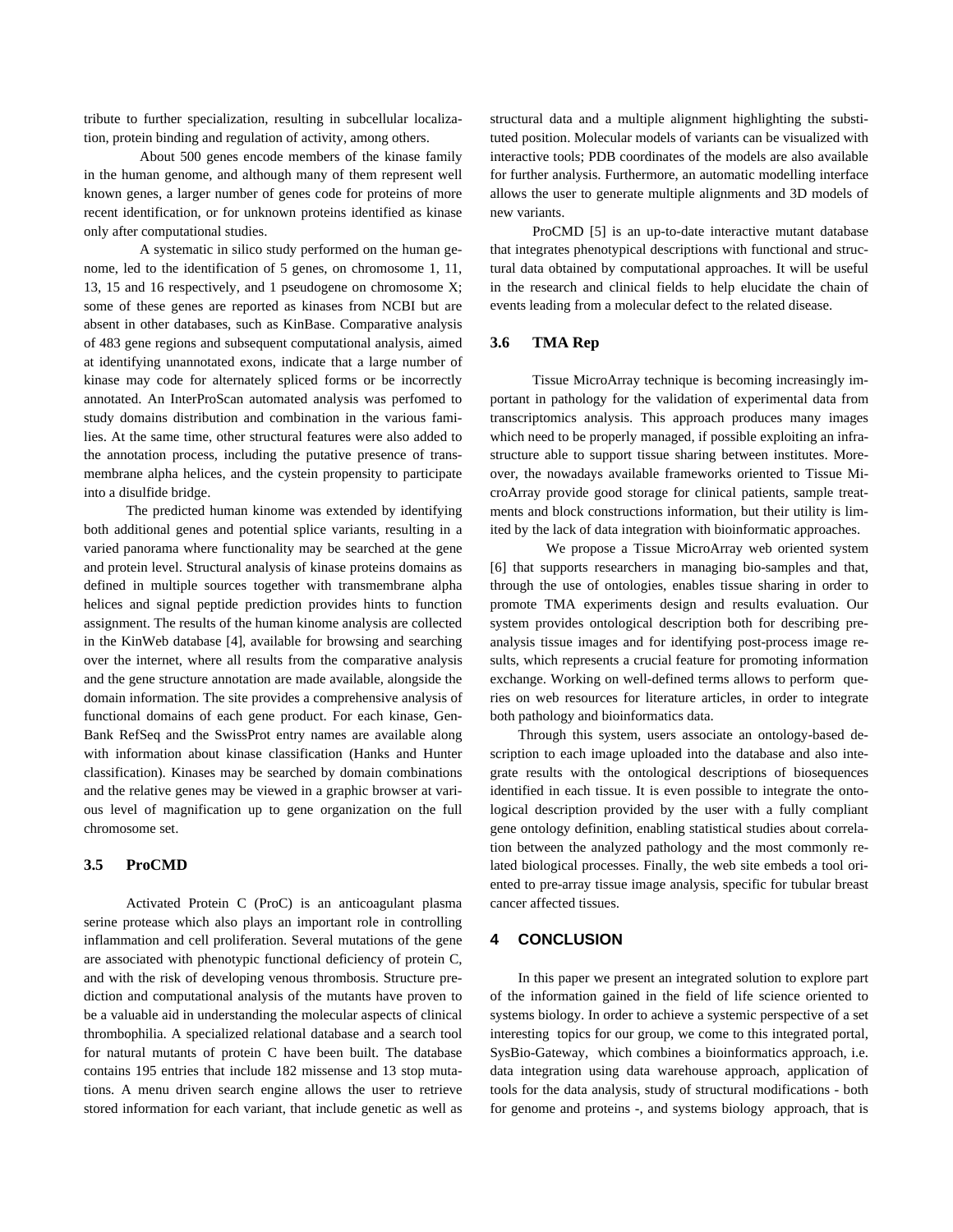tribute to further specialization, resulting in subcellular localization, protein binding and regulation of activity, among others.

About 500 genes encode members of the kinase family in the human genome, and although many of them represent well known genes, a larger number of genes code for proteins of more recent identification, or for unknown proteins identified as kinase only after computational studies.

A systematic in silico study performed on the human genome, led to the identification of 5 genes, on chromosome 1, 11, 13, 15 and 16 respectively, and 1 pseudogene on chromosome X; some of these genes are reported as kinases from NCBI but are absent in other databases, such as KinBase. Comparative analysis of 483 gene regions and subsequent computational analysis, aimed at identifying unannotated exons, indicate that a large number of kinase may code for alternately spliced forms or be incorrectly annotated. An InterProScan automated analysis was perfomed to study domains distribution and combination in the various families. At the same time, other structural features were also added to the annotation process, including the putative presence of transmembrane alpha helices, and the cystein propensity to participate into a disulfide bridge.

The predicted human kinome was extended by identifying both additional genes and potential splice variants, resulting in a varied panorama where functionality may be searched at the gene and protein level. Structural analysis of kinase proteins domains as defined in multiple sources together with transmembrane alpha helices and signal peptide prediction provides hints to function assignment. The results of the human kinome analysis are collected in the KinWeb database [4], available for browsing and searching over the internet, where all results from the comparative analysis and the gene structure annotation are made available, alongside the domain information. The site provides a comprehensive analysis of functional domains of each gene product. For each kinase, GenBank RefSeq and the SwissProt entry names are available along with information about kinase classification (Hanks and Hunter classification). Kinases may be searched by domain combinations and the relative genes may be viewed in a graphic browser at various level of magnification up to gene organization on the full chromosome set.

### 3.5 ProCMD

Activated Protein C (ProC) is an anticoagulant plasma serine protease which also plays an important role in controlling inflammation and cell proliferation. Several mutations of the gene are associated with phenotypic functional deficiency of protein C, and with the risk of developing venous thrombosis. Structure prediction and computational analysis of the mutants have proven to be a valuable aid in understanding the molecular aspects of clinical thrombophilia. A specialized relational database and a search tool for natural mutants of protein C have been built. The database contains 195 entries that include 182 missense and 13 stop mutations. A menu driven search engine allows the user to retrieve stored information for each variant, that include genetic as well as structural data and a multiple alignment highlighting the substituted position. Molecular models of variants can be visualized with interactive tools; PDB coordinates of the models are also available for further analysis. Furthermore, an automatic modelling interface allows the user to generate multiple alignments and 3D models of new variants.

ProCMD [5] is an up-to-date interactive mutant database that integrates phenotypical descriptions with functional and structural data obtained by computational approaches. It will be useful in the research and clinical fields to help elucidate the chain of events leading from a molecular defect to the related disease.

### 3.6 TMA Rep

Tissue MicroArray technique is becoming increasingly important in pathology for the validation of experimental data from transcriptomics analysis. This approach produces many images which need to be properly managed, if possible exploiting an infrastructure able to support tissue sharing between institutes. Moreover, the nowadays available frameworks oriented to Tissue MicroArray provide good storage for clinical patients, sample treatments and block constructions information, but their utility is limited by the lack of data integration with bioinformatic approaches.

We propose a Tissue MicroArray web oriented system [6] that supports researchers in managing bio-samples and that, through the use of ontologies, enables tissue sharing in order to promote TMA experiments design and results evaluation. Our system provides ontological description both for describing pre-analysis tissue images and for identifying post-process image results, which represents a crucial feature for promoting information exchange. Working on well-defined terms allows to perform queries on web resources for literature articles, in order to integrate both pathology and bioinformatics data.

Through this system, users associate an ontology-based description to each image uploaded into the database and also integrate results with the ontological descriptions of biosequences identified in each tissue. It is even possible to integrate the ontological description provided by the user with a fully compliant gene ontology definition, enabling statistical studies about correlation between the analyzed pathology and the most commonly related biological processes. Finally, the web site embeds a tool oriented to pre-array tissue image analysis, specific for tubular breast cancer affected tissues.

## 4 CONCLUSION

In this paper we present an integrated solution to explore part of the information gained in the field of life science oriented to systems biology. In order to achieve a systemic perspective of a set interesting topics for our group, we come to this integrated portal, SysBio-Gateway, which combines a bioinformatics approach, i.e. data integration using data warehouse approach, application of tools for the data analysis, study of structural modifications - both for genome and proteins -, and systems biology approach, that is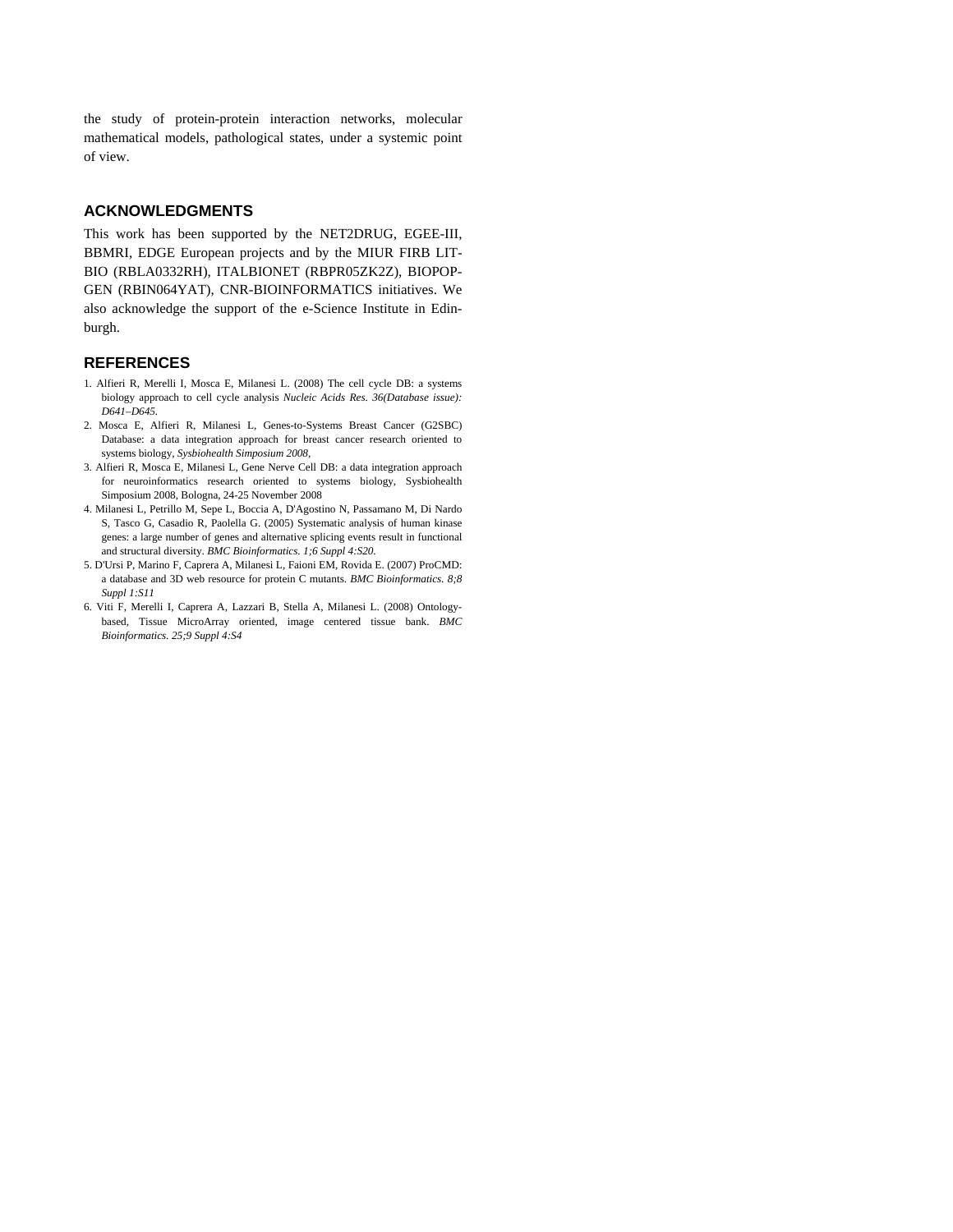the study of protein-protein interaction networks, molecular mathematical models, pathological states, under a systemic point of view.

## ACKNOWLEDGMENTS

This work has been supported by the NET2DRUG, EGEE-III, BBMRI, EDGE European projects and by the MIUR FIRB LITBIO (RBLA0332RH), ITALBIONET (RBPR05ZK2Z), BIOPOPGEN (RBIN064YAT), CNR-BIOINFORMATICS initiatives. We also acknowledge the support of the e-Science Institute in Edinburgh.

## REFERENCES

1. Alfieri R, Merelli I, Mosca E, Milanesi L. (2008) The cell cycle DB: a systems biology approach to cell cycle analysis *Nucleic Acids Res. 36(Database issue): D641–D645.*
2. Mosca E, Alfieri R, Milanesi L, Genes-to-Systems Breast Cancer (G2SBC) Database: a data integration approach for breast cancer research oriented to systems biology, *Sysbiohealth Simposium 2008,*
3. Alfieri R, Mosca E, Milanesi L, Gene Nerve Cell DB: a data integration approach for neuroinformatics research oriented to systems biology, Sysbiohealth Simposium 2008, Bologna, 24-25 November 2008
4. Milanesi L, Petrillo M, Sepe L, Boccia A, D'Agostino N, Passamano M, Di Nardo S, Tasco G, Casadio R, Paolella G. (2005) Systematic analysis of human kinase genes: a large number of genes and alternative splicing events result in functional and structural diversity. *BMC Bioinformatics. 1;6 Suppl 4:S20.*
5. D'Ursi P, Marino F, Caprera A, Milanesi L, Faioni EM, Rovida E. (2007) ProCMD: a database and 3D web resource for protein C mutants. *BMC Bioinformatics. 8;8 Suppl 1:S11*
6. Viti F, Merelli I, Caprera A, Lazzari B, Stella A, Milanesi L. (2008) Ontology-based, Tissue MicroArray oriented, image centered tissue bank. *BMC Bioinformatics. 25;9 Suppl 4:S4*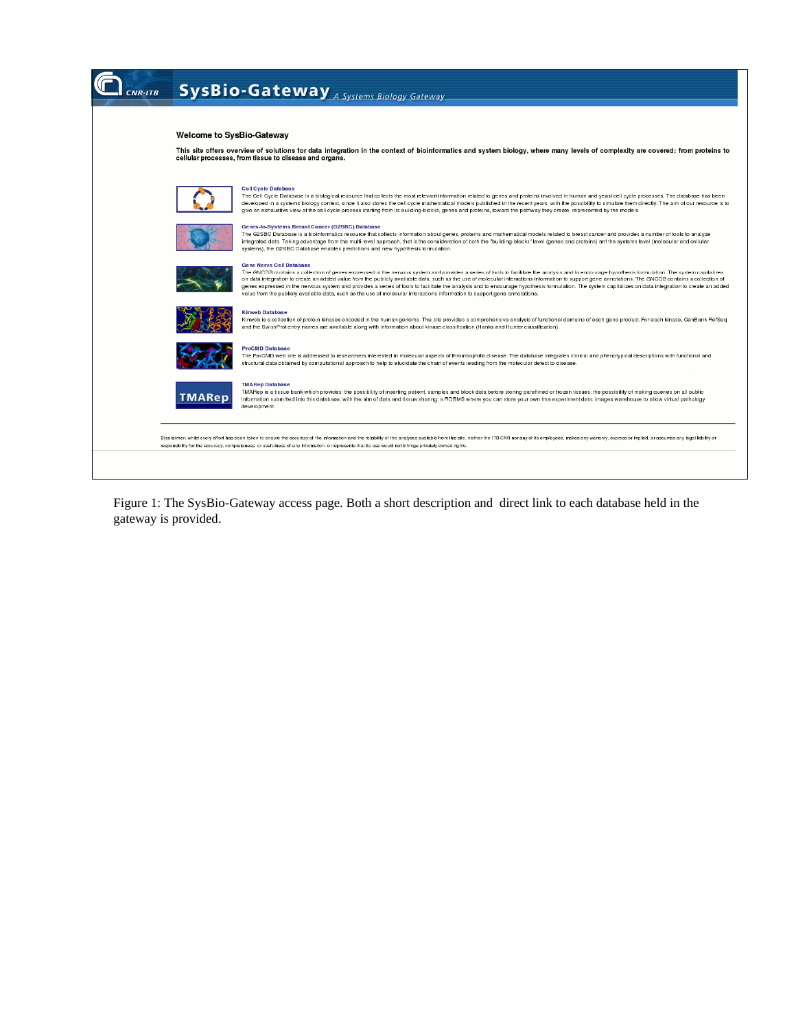CNR-ITB

SysBio-Gateway *A Systems Biology Gateway*

**Welcome to SysBio-Gateway**

**This site offers overview of solutions for data integration in the context of bioinformatics and system biology, where many levels of complexity are covered: from proteins to cellular processes, from tissue to disease and organs.**

**Cell Cycle Database**
The Cell Cycle Database is a biological resource that collects the most relevant information related to genes and proteins involved in human and yeast cell cycle processes. The database has been developed in a systems biology context, since it also stores the cell cycle mathematical models published in the recent years, with the possibility to simulate them directly. The aim of our resource is to give an exhaustive view of the cell cycle process starting from its building-blocks, genes and proteins, toward the pathway they create, represented by the models.

**Genes-to-Systems Breast Cancer (G2SBC) Database**
The G2SBC Database is a bioinformatics resource that collects information about genes, proteins and mathematical models related to breast cancer and provides a number of tools to analyze integrated data. Taking advantage from the multi-level approach, that is the consideration of both the "building-blocks" level (genes and proteins) anf the systems level (molecular and cellular systems), the G2SBC Database enables predictions and new hypothesis formulation.

**Gene Nerve Cell Database**
The GNCDB contains a collection of genes expressed in the nervous system and provides a series of tools to facilitate the analysis and to encourage hypothesis formulation. The system capitalizes on data integration to create an added value from the publicly available data, such as the use of molecular interactions information to support gene annotations. The GNCDB contains a collection of genes expressed in the nervous system and provides a series of tools to facilitate the analysis and to encourage hypothesis formulation. The system capitalizes on data integration to create an added value from the publicly available data, such as the use of molecular interactions information to support gene annotations.

**Kinweb Database**
Kinweb is a collection of protein kinases encoded in the human genome. The site provides a comprehensive analysis of functional domains of each gene product. For each kinase, GenBank RefSeq and the SwissProt entry names are available along with information about kinase classification (Hanks and Hunter classification).

**ProCMD Database**
The ProCMD web site is addressed to researchers interested in molecular aspects of thrombophilic disease. The database integrates clinical and phenotypical descriptions with functional and structural data obtained by computational approach to help to elucidate the chain of events leading from the molecular defect to disease.

**TMARep Database**
TMARep is a tissue bank which provides: the possibility of inserting patient, samples and block data before storing paraffined or frozen tissues; the possibility of making queries on all public information submitted into this database, with the aim of data and tissue sharing; a RDBMS where you can store your own tma experiment data; images warehouse to allow virtual pathology development.

Disclaimer: whilst every effort has been taken to ensure the accuracy of the information and the reliability of the analyses available from this site, neither the ITB-CNR nor any of its employees, makes any warranty, express or implied, or assumes any legal liability or responsibility for the accuracy, completeness, or usefulness of any information, or represents that its use would not infringe privately owned rights.

Figure 1: The SysBio-Gateway access page. Both a short description and direct link to each database held in the gateway is provided.